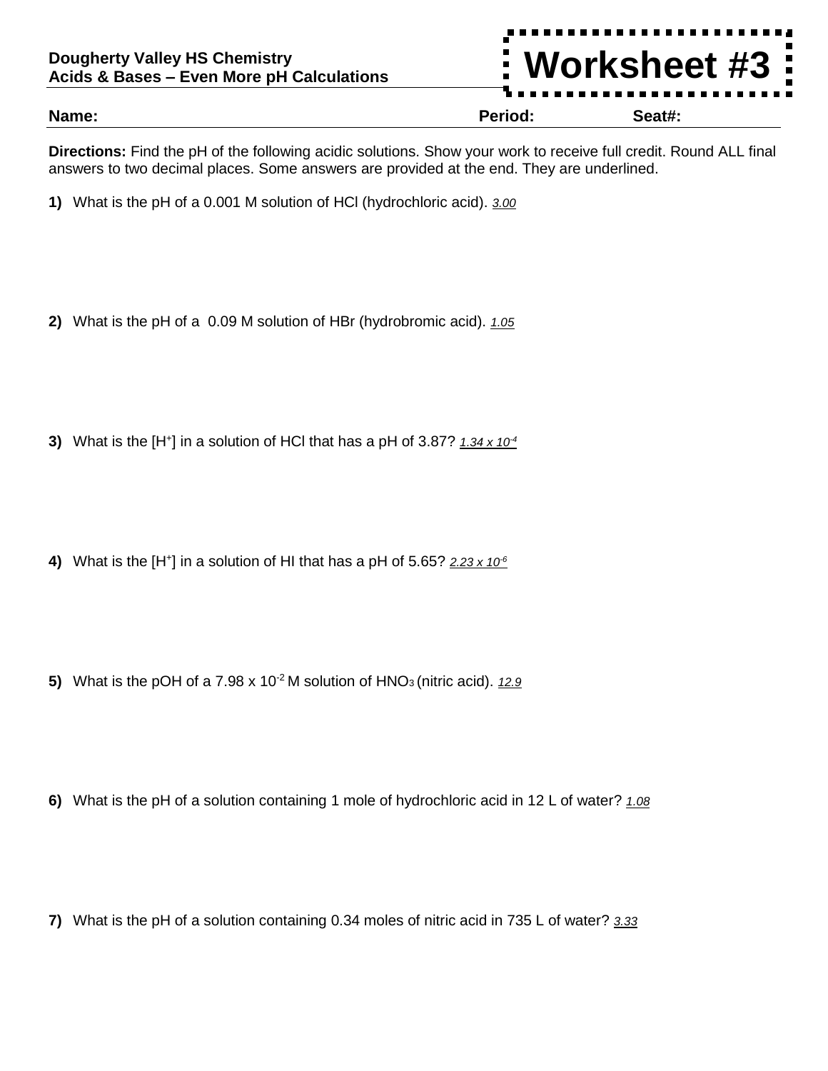**Dougherty Valley HS Chemistry**
**Acids & Bases – Even More pH Calculations**

# Worksheet #3

**Name:** **Period:** **Seat#:**

**Directions:** Find the pH of the following acidic solutions. Show your work to receive full credit. Round ALL final answers to two decimal places. Some answers are provided at the end. They are underlined.

**1)** What is the pH of a 0.001 M solution of HCl (hydrochloric acid). *3.00*

**2)** What is the pH of a 0.09 M solution of HBr (hydrobromic acid). *1.05*

**3)** What is the $[H^+]$ in a solution of HCl that has a pH of 3.87? *$1.34 \times 10^{-4}$*

**4)** What is the $[H^+]$ in a solution of HI that has a pH of 5.65? *$2.23 \times 10^{-6}$*

**5)** What is the pOH of a $7.98 \times 10^{-2}$ M solution of $HNO_3$ (nitric acid). *12.9*

**6)** What is the pH of a solution containing 1 mole of hydrochloric acid in 12 L of water? *1.08*

**7)** What is the pH of a solution containing 0.34 moles of nitric acid in 735 L of water? *3.33*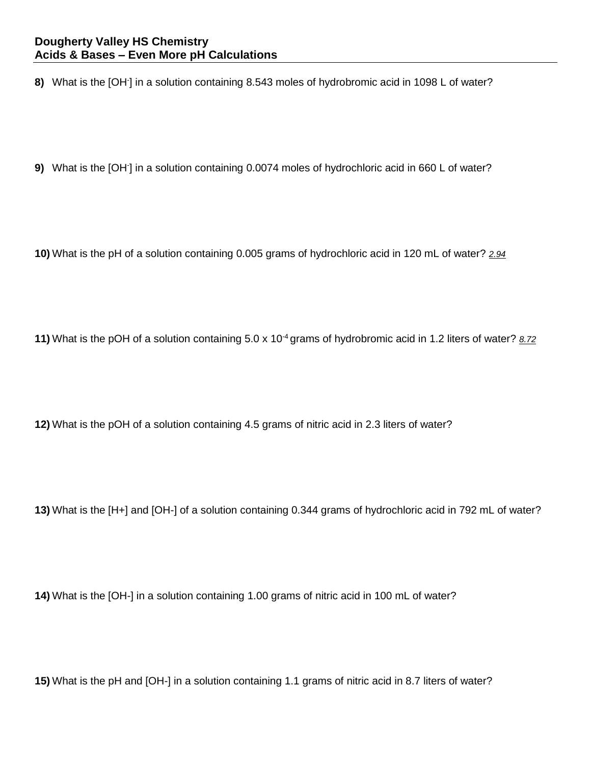**Dougherty Valley HS Chemistry**
**Acids & Bases – Even More pH Calculations**

**8)** What is the $[OH^-]$ in a solution containing 8.543 moles of hydrobromic acid in 1098 L of water?

**9)** What is the $[OH^-]$ in a solution containing 0.0074 moles of hydrochloric acid in 660 L of water?

**10)** What is the pH of a solution containing 0.005 grams of hydrochloric acid in 120 mL of water? *2.94*

**11)** What is the pOH of a solution containing $5.0 \times 10^{-4}$ grams of hydrobromic acid in 1.2 liters of water? *8.72*

**12)** What is the pOH of a solution containing 4.5 grams of nitric acid in 2.3 liters of water?

**13)** What is the [H+] and [OH-] of a solution containing 0.344 grams of hydrochloric acid in 792 mL of water?

**14)** What is the [OH-] in a solution containing 1.00 grams of nitric acid in 100 mL of water?

**15)** What is the pH and [OH-] in a solution containing 1.1 grams of nitric acid in 8.7 liters of water?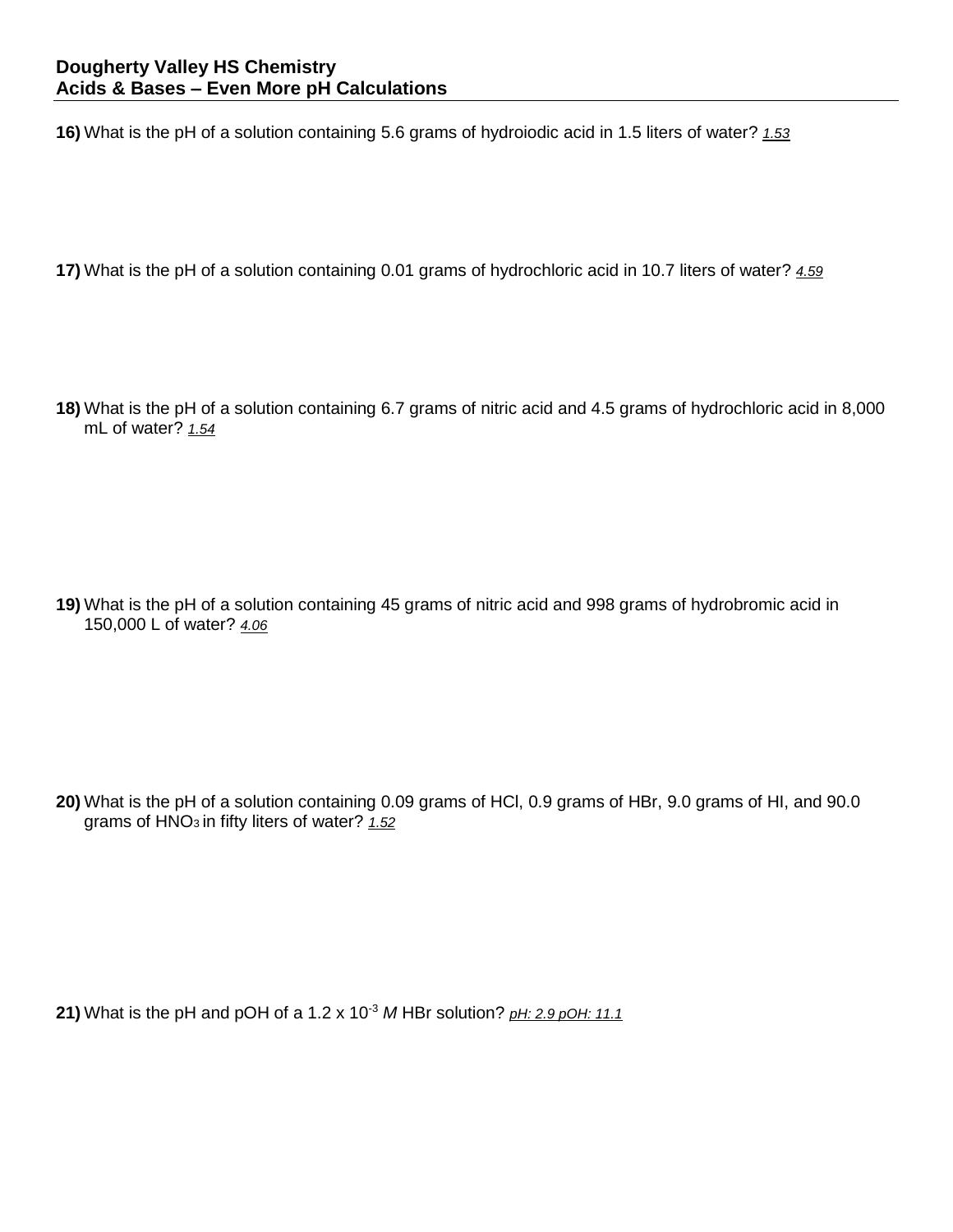**Dougherty Valley HS Chemistry**
**Acids & Bases – Even More pH Calculations**

**16)** What is the pH of a solution containing 5.6 grams of hydroiodic acid in 1.5 liters of water? *1.53*

**17)** What is the pH of a solution containing 0.01 grams of hydrochloric acid in 10.7 liters of water? *4.59*

**18)** What is the pH of a solution containing 6.7 grams of nitric acid and 4.5 grams of hydrochloric acid in 8,000 mL of water? *1.54*

**19)** What is the pH of a solution containing 45 grams of nitric acid and 998 grams of hydrobromic acid in 150,000 L of water? *4.06*

**20)** What is the pH of a solution containing 0.09 grams of HCl, 0.9 grams of HBr, 9.0 grams of HI, and 90.0 grams of $HNO_3$ in fifty liters of water? *1.52*

**21)** What is the pH and pOH of a $1.2 \times 10^{-3}$ *M* HBr solution? *pH: 2.9 pOH: 11.1*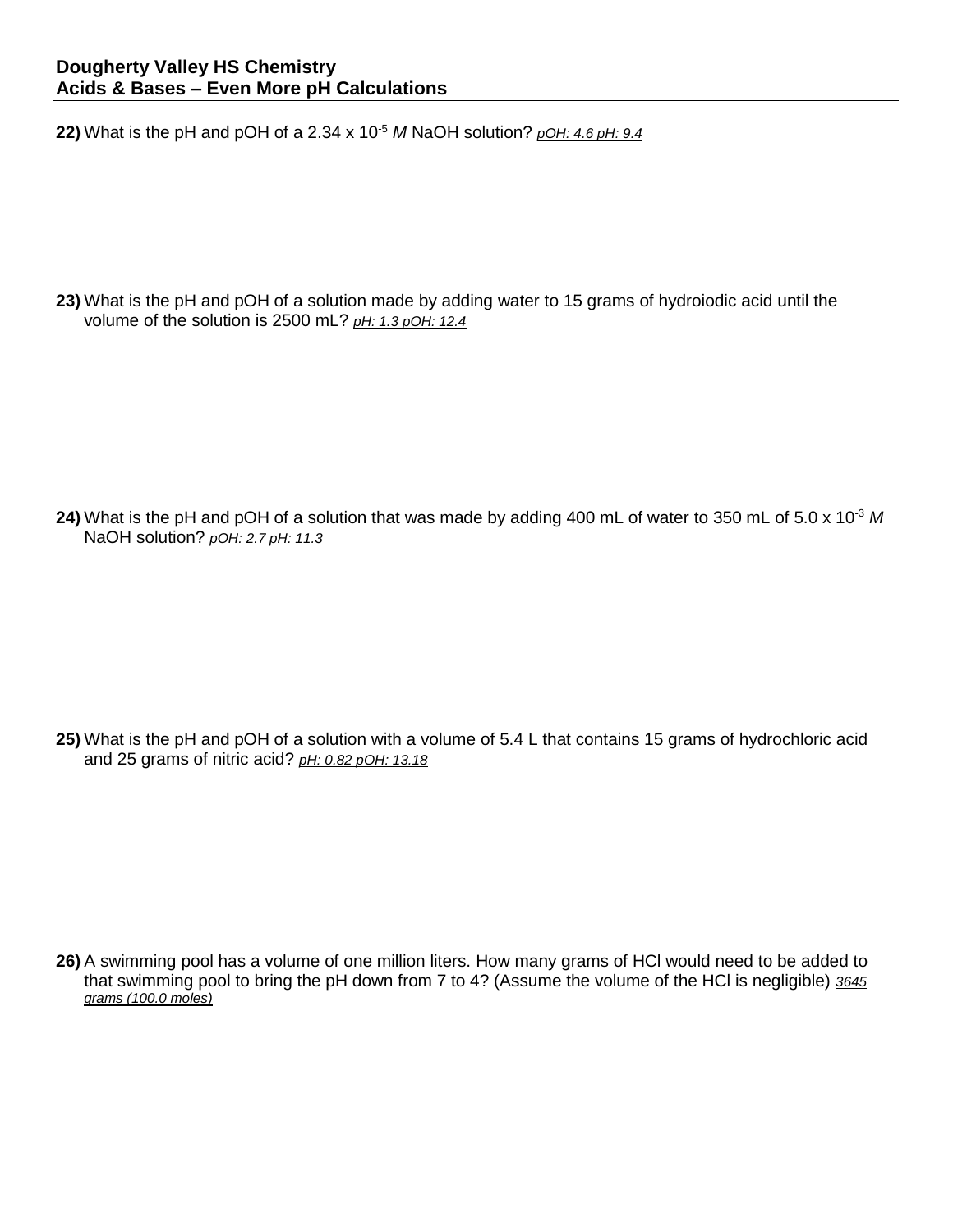**Dougherty Valley HS Chemistry**
**Acids & Bases – Even More pH Calculations**

**22)** What is the pH and pOH of a $2.34 \times 10^{-5}$ *M* NaOH solution? *pOH: 4.6 pH: 9.4*

**23)** What is the pH and pOH of a solution made by adding water to 15 grams of hydroiodic acid until the volume of the solution is 2500 mL? *pH: 1.3 pOH: 12.4*

**24)** What is the pH and pOH of a solution that was made by adding 400 mL of water to 350 mL of $5.0 \times 10^{-3}$ *M* NaOH solution? *pOH: 2.7 pH: 11.3*

**25)** What is the pH and pOH of a solution with a volume of 5.4 L that contains 15 grams of hydrochloric acid and 25 grams of nitric acid? *pH: 0.82 pOH: 13.18*

**26)** A swimming pool has a volume of one million liters. How many grams of HCl would need to be added to that swimming pool to bring the pH down from 7 to 4? (Assume the volume of the HCl is negligible) *3645 grams (100.0 moles)*